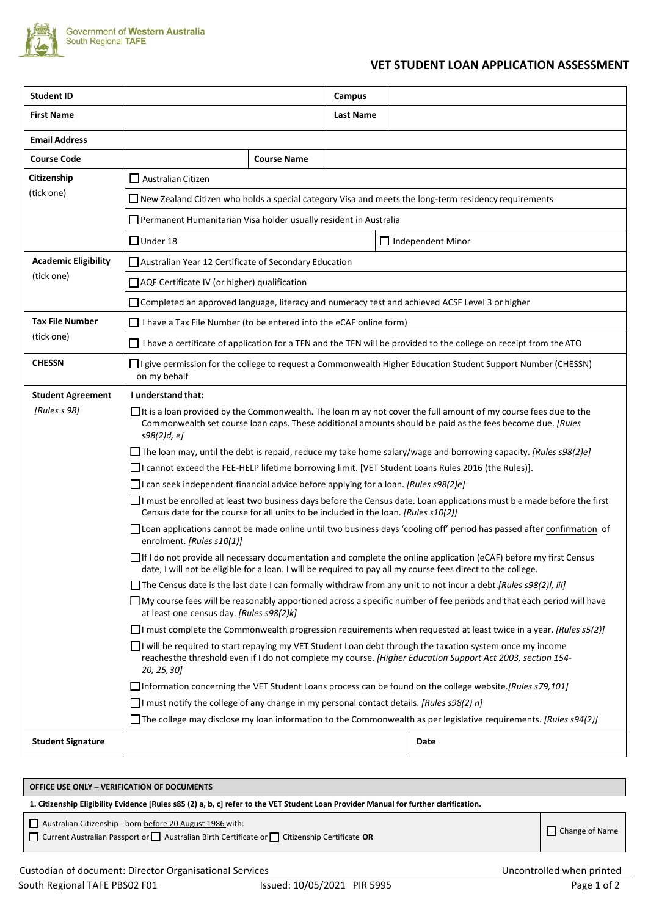Government of **Western Australia**
South Regional **TAFE**

# VET STUDENT LOAN APPLICATION ASSESSMENT

| | | | |
|---|---|---|---|
| **Student ID** | | **Campus** | |
| **First Name** | | **Last Name** | |
| **Email Address** | | | |
| **Course Code** | | **Course Name** | |

| | |
|---|---|
| **Citizenship** (tick one) | ☐ Australian Citizen |
| | ☐ New Zealand Citizen who holds a special category Visa and meets the long-term residency requirements |
| | ☐ Permanent Humanitarian Visa holder usually resident in Australia |
| | ☐ Under 18 ☐ Independent Minor |
| **Academic Eligibility** (tick one) | ☐ Australian Year 12 Certificate of Secondary Education |
| | ☐ AQF Certificate IV (or higher) qualification |
| | ☐ Completed an approved language, literacy and numeracy test and achieved ACSF Level 3 or higher |
| **Tax File Number** (tick one) | ☐ I have a Tax File Number (to be entered into the eCAF online form) |
| | ☐ I have a certificate of application for a TFN and the TFN will be provided to the college on receipt from the ATO |
| **CHESSN** | ☐ I give permission for the college to request a Commonwealth Higher Education Student Support Number (CHESSN) on my behalf |
| **Student Agreement** *[Rules s 98]* | **I understand that:** |
| | ☐ It is a loan provided by the Commonwealth. The loan may not cover the full amount of my course fees due to the Commonwealth set course loan caps. These additional amounts should be paid as the fees become due. *[Rules s98(2)d, e]* |
| | ☐ The loan may, until the debt is repaid, reduce my take home salary/wage and borrowing capacity. *[Rules s98(2)e]* |
| | ☐ I cannot exceed the FEE-HELP lifetime borrowing limit. [VET Student Loans Rules 2016 (the Rules)]. |
| | ☐ I can seek independent financial advice before applying for a loan. *[Rules s98(2)e]* |
| | ☐ I must be enrolled at least two business days before the Census date. Loan applications must be made before the first Census date for the course for all units to be included in the loan. *[Rules s10(2)]* |
| | ☐ Loan applications cannot be made online until two business days 'cooling off' period has passed after confirmation of enrolment. *[Rules s10(1)]* |
| | ☐ If I do not provide all necessary documentation and complete the online application (eCAF) before my first Census date, I will not be eligible for a loan. I will be required to pay all my course fees direct to the college. |
| | ☐ The Census date is the last date I can formally withdraw from any unit to not incur a debt. *[Rules s98(2)l, iii]* |
| | ☐ My course fees will be reasonably apportioned across a specific number of fee periods and that each period will have at least one census day. *[Rules s98(2)k]* |
| | ☐ I must complete the Commonwealth progression requirements when requested at least twice in a year. *[Rules s5(2)]* |
| | ☐ I will be required to start repaying my VET Student Loan debt through the taxation system once my income reaches the threshold even if I do not complete my course. *[Higher Education Support Act 2003, section 154-20, 25, 30]* |
| | ☐ Information concerning the VET Student Loans process can be found on the college website. *[Rules s79,101]* |
| | ☐ I must notify the college of any change in my personal contact details. *[Rules s98(2) n]* |
| | ☐ The college may disclose my loan information to the Commonwealth as per legislative requirements. *[Rules s94(2)]* |
| **Student Signature** | **Date** |

| | |
|---|---|
| **OFFICE USE ONLY – VERIFICATION OF DOCUMENTS** | |
| **1. Citizenship Eligibility Evidence [Rules s85 (2) a, b, c] refer to the VET Student Loan Provider Manual for further clarification.** | |
| ☐ Australian Citizenship - born before 20 August 1986 with:<br>☐ Current Australian Passport or ☐ Australian Birth Certificate or ☐ Citizenship Certificate **OR** | ☐ Change of Name |

Custodian of document: Director Organisational Services | Uncontrolled when printed

South Regional TAFE PBS02 F01 | Issued: 10/05/2021 PIR 5995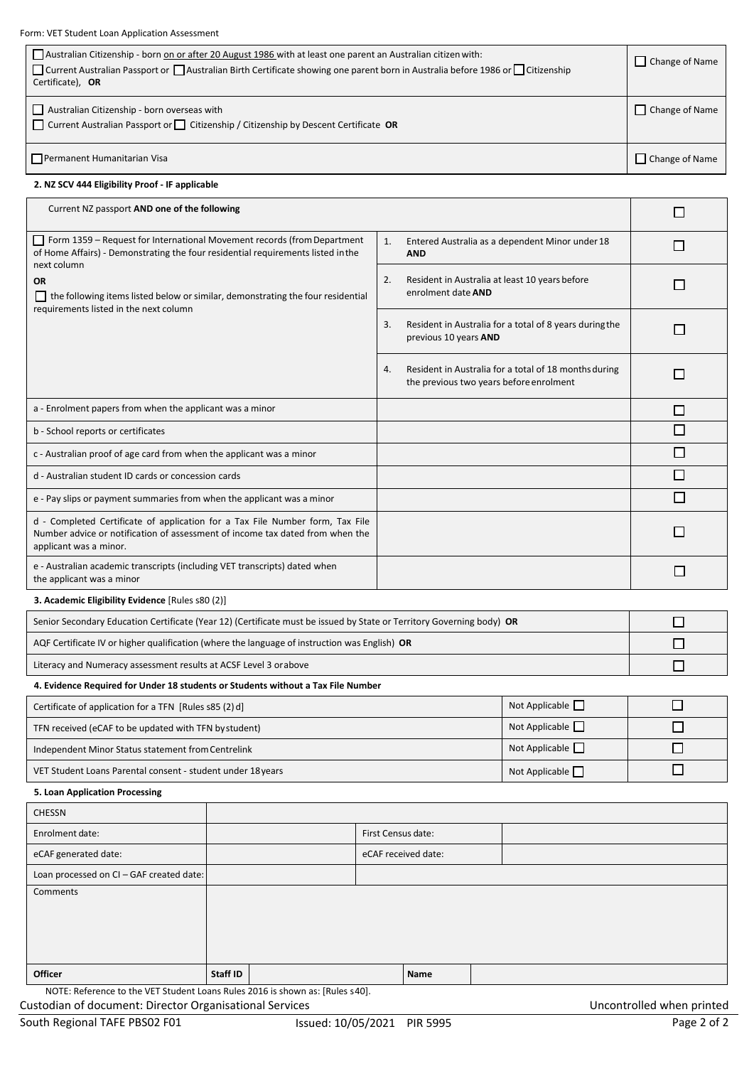Form: VET Student Loan Application Assessment

| | |
|---|---|
| ☐ Australian Citizenship - born on or after 20 August 1986 with at least one parent an Australian citizen with: ☐ Current Australian Passport or ☐ Australian Birth Certificate showing one parent born in Australia before 1986 or ☐ Citizenship Certificate), **OR** | ☐ Change of Name |
| ☐ Australian Citizenship - born overseas with ☐ Current Australian Passport or ☐ Citizenship / Citizenship by Descent Certificate **OR** | ☐ Change of Name |
| ☐ Permanent Humanitarian Visa | ☐ Change of Name |

**2. NZ SCV 444 Eligibility Proof - IF applicable**

| | | |
|---|---|---|
| Current NZ passport **AND one of the following** | | ☐ |
| ☐ Form 1359 – Request for International Movement records (from Department of Home Affairs) - Demonstrating the four residential requirements listed in the next column **OR** ☐ the following items listed below or similar, demonstrating the four residential requirements listed in the next column | 1. Entered Australia as a dependent Minor under 18 **AND** | ☐ |
| | 2. Resident in Australia at least 10 years before enrolment date **AND** | ☐ |
| | 3. Resident in Australia for a total of 8 years during the previous 10 years **AND** | ☐ |
| | 4. Resident in Australia for a total of 18 months during the previous two years before enrolment | ☐ |
| a - Enrolment papers from when the applicant was a minor | | ☐ |
| b - School reports or certificates | | ☐ |
| c - Australian proof of age card from when the applicant was a minor | | ☐ |
| d - Australian student ID cards or concession cards | | ☐ |
| e - Pay slips or payment summaries from when the applicant was a minor | | ☐ |
| d - Completed Certificate of application for a Tax File Number form, Tax File Number advice or notification of assessment of income tax dated from when the applicant was a minor. | | ☐ |
| e - Australian academic transcripts (including VET transcripts) dated when the applicant was a minor | | ☐ |

**3. Academic Eligibility Evidence** [Rules s80 (2)]

| | |
|---|---|
| Senior Secondary Education Certificate (Year 12) (Certificate must be issued by State or Territory Governing body) **OR** | ☐ |
| AQF Certificate IV or higher qualification (where the language of instruction was English) **OR** | ☐ |
| Literacy and Numeracy assessment results at ACSF Level 3 or above | ☐ |

**4. Evidence Required for Under 18 students or Students without a Tax File Number**

| | | |
|---|---|---|
| Certificate of application for a TFN [Rules s85 (2) d] | Not Applicable ☐ | ☐ |
| TFN received (eCAF to be updated with TFN by student) | Not Applicable ☐ | ☐ |
| Independent Minor Status statement from Centrelink | Not Applicable ☐ | ☐ |
| VET Student Loans Parental consent - student under 18 years | Not Applicable ☐ | ☐ |

**5. Loan Application Processing**

| | | | |
|---|---|---|---|
| CHESSN | | | |
| Enrolment date: | | First Census date: | |
| eCAF generated date: | | eCAF received date: | |
| Loan processed on CI – GAF created date: | | | |
| Comments | | | |
| **Officer** | **Staff ID** | **Name** | |

NOTE: Reference to the VET Student Loans Rules 2016 is shown as: [Rules s40].

Custodian of document: Director Organisational Services

Uncontrolled when printed

South Regional TAFE PBS02 F01 Issued: 10/05/2021 PIR 5995